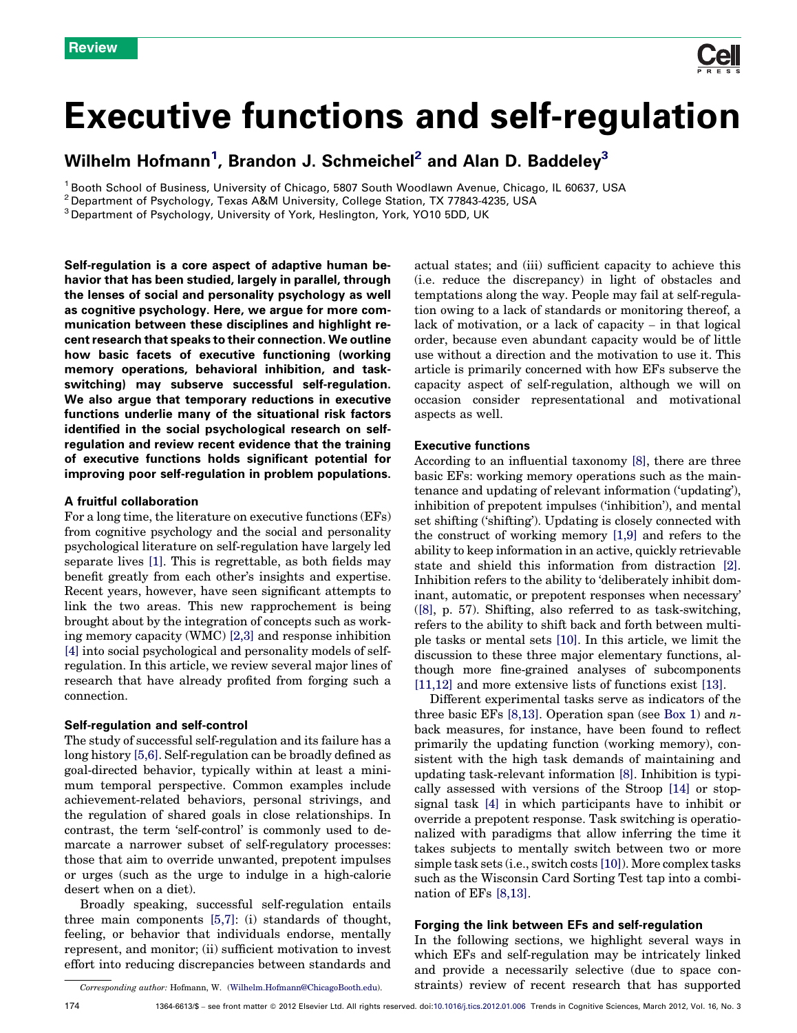Review

# Executive functions and self-regulation

Wilhelm Hofmann[1], Brandon J. Schmeichel[2] and Alan D. Baddeley[3]

[1] Booth School of Business, University of Chicago, 5807 South Woodlawn Avenue, Chicago, IL 60637, USA
[2] Department of Psychology, Texas A&M University, College Station, TX 77843-4235, USA
[3] Department of Psychology, University of York, Heslington, York, YO10 5DD, UK

**Self-regulation is a core aspect of adaptive human behavior that has been studied, largely in parallel, through the lenses of social and personality psychology as well as cognitive psychology. Here, we argue for more communication between these disciplines and highlight recent research that speaks to their connection. We outline how basic facets of executive functioning (working memory operations, behavioral inhibition, and task-switching) may subserve successful self-regulation. We also argue that temporary reductions in executive functions underlie many of the situational risk factors identified in the social psychological research on self-regulation and review recent evidence that the training of executive functions holds significant potential for improving poor self-regulation in problem populations.**

## A fruitful collaboration

For a long time, the literature on executive functions (EFs) from cognitive psychology and the social and personality psychological literature on self-regulation have largely led separate lives [1]. This is regrettable, as both fields may benefit greatly from each other's insights and expertise. Recent years, however, have seen significant attempts to link the two areas. This new rapprochement is being brought about by the integration of concepts such as working memory capacity (WMC) [2,3] and response inhibition [4] into social psychological and personality models of self-regulation. In this article, we review several major lines of research that have already profited from forging such a connection.

## Self-regulation and self-control

The study of successful self-regulation and its failure has a long history [5,6]. Self-regulation can be broadly defined as goal-directed behavior, typically within at least a minimum temporal perspective. Common examples include achievement-related behaviors, personal strivings, and the regulation of shared goals in close relationships. In contrast, the term 'self-control' is commonly used to demarcate a narrower subset of self-regulatory processes: those that aim to override unwanted, prepotent impulses or urges (such as the urge to indulge in a high-calorie desert when on a diet).

Broadly speaking, successful self-regulation entails three main components [5,7]: (i) standards of thought, feeling, or behavior that individuals endorse, mentally represent, and monitor; (ii) sufficient motivation to invest effort into reducing discrepancies between standards and actual states; and (iii) sufficient capacity to achieve this (i.e. reduce the discrepancy) in light of obstacles and temptations along the way. People may fail at self-regulation owing to a lack of standards or monitoring thereof, a lack of motivation, or a lack of capacity – in that logical order, because even abundant capacity would be of little use without a direction and the motivation to use it. This article is primarily concerned with how EFs subserve the capacity aspect of self-regulation, although we will on occasion consider representational and motivational aspects as well.

## Executive functions

According to an influential taxonomy [8], there are three basic EFs: working memory operations such as the maintenance and updating of relevant information ('updating'), inhibition of prepotent impulses ('inhibition'), and mental set shifting ('shifting'). Updating is closely connected with the construct of working memory [1,9] and refers to the ability to keep information in an active, quickly retrievable state and shield this information from distraction [2]. Inhibition refers to the ability to 'deliberately inhibit dominant, automatic, or prepotent responses when necessary' ([8], p. 57). Shifting, also referred to as task-switching, refers to the ability to shift back and forth between multiple tasks or mental sets [10]. In this article, we limit the discussion to these three major elementary functions, although more fine-grained analyses of subcomponents [11,12] and more extensive lists of functions exist [13].

Different experimental tasks serve as indicators of the three basic EFs [8,13]. Operation span (see Box 1) and *n*-back measures, for instance, have been found to reflect primarily the updating function (working memory), consistent with the high task demands of maintaining and updating task-relevant information [8]. Inhibition is typically assessed with versions of the Stroop [14] or stop-signal task [4] in which participants have to inhibit or override a prepotent response. Task switching is operationalized with paradigms that allow inferring the time it takes subjects to mentally switch between two or more simple task sets (i.e., switch costs [10]). More complex tasks such as the Wisconsin Card Sorting Test tap into a combination of EFs [8,13].

## Forging the link between EFs and self-regulation

In the following sections, we highlight several ways in which EFs and self-regulation may be intricately linked and provide a necessarily selective (due to space constraints) review of recent research that has supported

*Corresponding author:* Hofmann, W. (Wilhelm.Hofmann@ChicagoBooth.edu).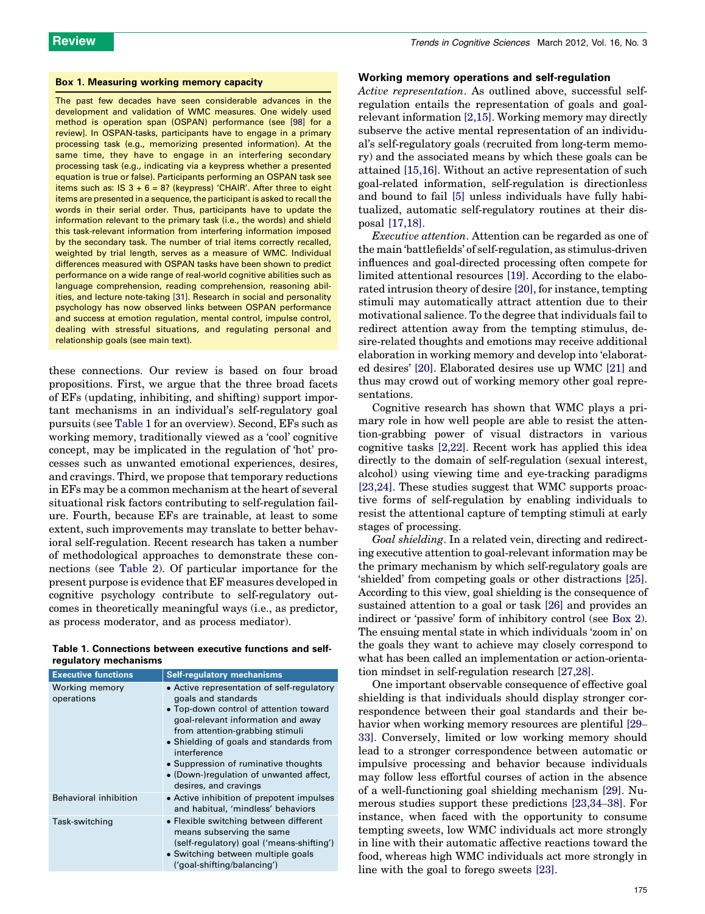### Box 1. Measuring working memory capacity

The past few decades have seen considerable advances in the development and validation of WMC measures. One widely used method is operation span (OSPAN) performance (see [98] for a review]. In OSPAN-tasks, participants have to engage in a primary processing task (e.g., memorizing presented information). At the same time, they have to engage in an interfering secondary processing task (e.g., indicating via a keypress whether a presented equation is true or false). Participants performing an OSPAN task see items such as: IS 3 + 6 = 8? (keypress) 'CHAIR'. After three to eight items are presented in a sequence, the participant is asked to recall the words in their serial order. Thus, participants have to update the information relevant to the primary task (i.e., the words) and shield this task-relevant information from interfering information imposed by the secondary task. The number of trial items correctly recalled, weighted by trial length, serves as a measure of WMC. Individual differences measured with OSPAN tasks have been shown to predict performance on a wide range of real-world cognitive abilities such as language comprehension, reading comprehension, reasoning abilities, and lecture note-taking [31]. Research in social and personality psychology has now observed links between OSPAN performance and success at emotion regulation, mental control, impulse control, dealing with stressful situations, and regulating personal and relationship goals (see main text).

these connections. Our review is based on four broad propositions. First, we argue that the three broad facets of EFs (updating, inhibiting, and shifting) support important mechanisms in an individual's self-regulatory goal pursuits (see Table 1 for an overview). Second, EFs such as working memory, traditionally viewed as a 'cool' cognitive concept, may be implicated in the regulation of 'hot' processes such as unwanted emotional experiences, desires, and cravings. Third, we propose that temporary reductions in EFs may be a common mechanism at the heart of several situational risk factors contributing to self-regulation failure. Fourth, because EFs are trainable, at least to some extent, such improvements may translate to better behavioral self-regulation. Recent research has taken a number of methodological approaches to demonstrate these connections (see Table 2). Of particular importance for the present purpose is evidence that EF measures developed in cognitive psychology contribute to self-regulatory outcomes in theoretically meaningful ways (i.e., as predictor, as process moderator, and as process mediator).

**Table 1. Connections between executive functions and self-regulatory mechanisms**

| Executive functions | Self-regulatory mechanisms |
|---|---|
| Working memory operations | • Active representation of self-regulatory goals and standards<br>• Top-down control of attention toward goal-relevant information and away from attention-grabbing stimuli<br>• Shielding of goals and standards from interference<br>• Suppression of ruminative thoughts<br>• (Down-)regulation of unwanted affect, desires, and cravings |
| Behavioral inhibition | • Active inhibition of prepotent impulses and habitual, 'mindless' behaviors |
| Task-switching | • Flexible switching between different means subserving the same (self-regulatory) goal ('means-shifting')<br>• Switching between multiple goals ('goal-shifting/balancing') |

### Working memory operations and self-regulation

*Active representation*. As outlined above, successful self-regulation entails the representation of goals and goal-relevant information [2,15]. Working memory may directly subserve the active mental representation of an individual's self-regulatory goals (recruited from long-term memory) and the associated means by which these goals can be attained [15,16]. Without an active representation of such goal-related information, self-regulation is directionless and bound to fail [5] unless individuals have fully habitualized, automatic self-regulatory routines at their disposal [17,18].

*Executive attention*. Attention can be regarded as one of the main 'battlefields' of self-regulation, as stimulus-driven influences and goal-directed processing often compete for limited attentional resources [19]. According to the elaborated intrusion theory of desire [20], for instance, tempting stimuli may automatically attract attention due to their motivational salience. To the degree that individuals fail to redirect attention away from the tempting stimulus, desire-related thoughts and emotions may receive additional elaboration in working memory and develop into 'elaborated desires' [20]. Elaborated desires use up WMC [21] and thus may crowd out of working memory other goal representations.

Cognitive research has shown that WMC plays a primary role in how well people are able to resist the attention-grabbing power of visual distractors in various cognitive tasks [2,22]. Recent work has applied this idea directly to the domain of self-regulation (sexual interest, alcohol) using viewing time and eye-tracking paradigms [23,24]. These studies suggest that WMC supports proactive forms of self-regulation by enabling individuals to resist the attentional capture of tempting stimuli at early stages of processing.

*Goal shielding*. In a related vein, directing and redirecting executive attention to goal-relevant information may be the primary mechanism by which self-regulatory goals are 'shielded' from competing goals or other distractions [25]. According to this view, goal shielding is the consequence of sustained attention to a goal or task [26] and provides an indirect or 'passive' form of inhibitory control (see Box 2). The ensuing mental state in which individuals 'zoom in' on the goals they want to achieve may closely correspond to what has been called an implementation or action-orientation mindset in self-regulation research [27,28].

One important observable consequence of effective goal shielding is that individuals should display stronger correspondence between their goal standards and their behavior when working memory resources are plentiful [29–33]. Conversely, limited or low working memory should lead to a stronger correspondence between automatic or impulsive processing and behavior because individuals may follow less effortful courses of action in the absence of a well-functioning goal shielding mechanism [29]. Numerous studies support these predictions [23,34–38]. For instance, when faced with the opportunity to consume tempting sweets, low WMC individuals act more strongly in line with their automatic affective reactions toward the food, whereas high WMC individuals act more strongly in line with the goal to forego sweets [23].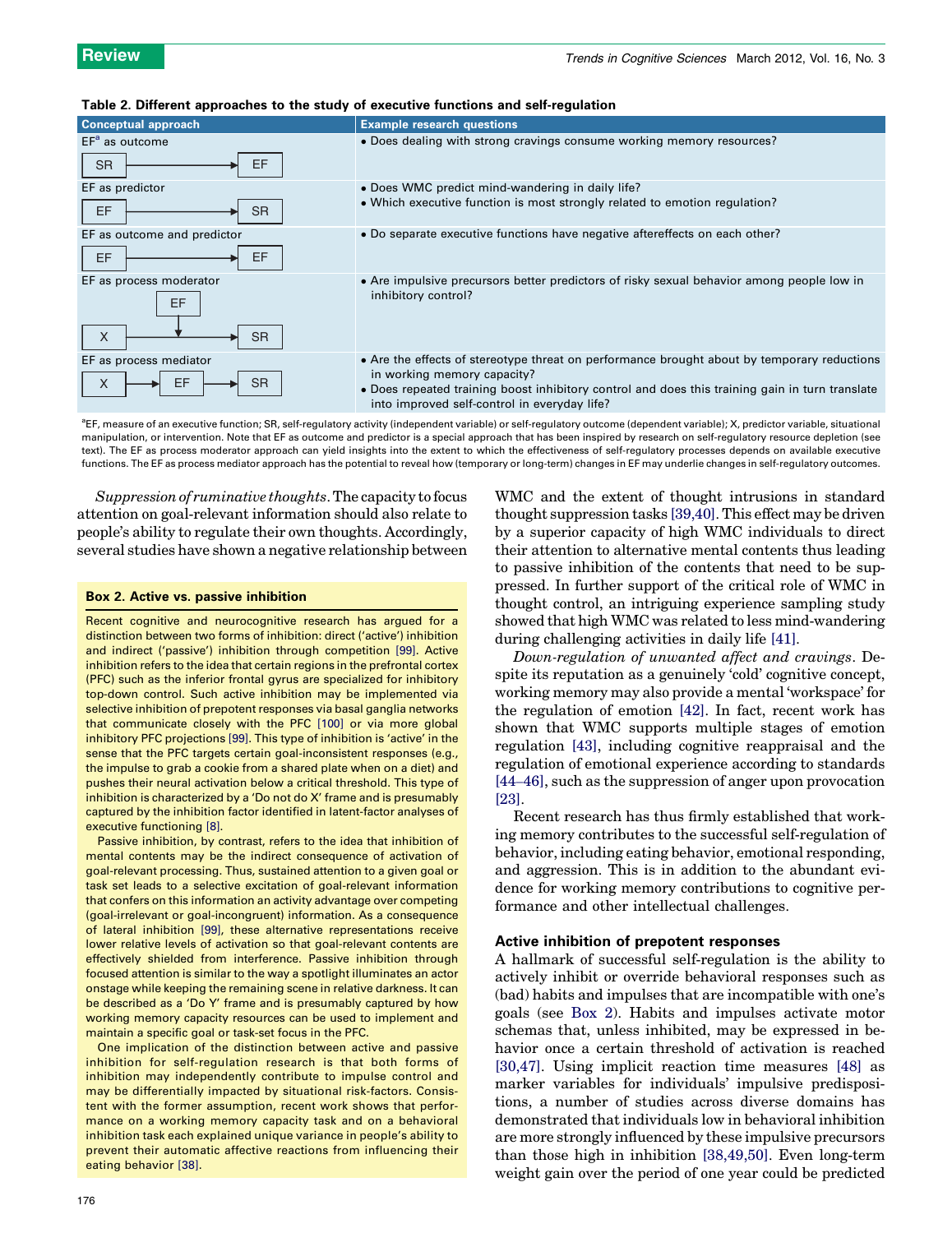**Table 2. Different approaches to the study of executive functions and self-regulation**

| Conceptual approach | Example research questions |
|---|---|
| EF[a] as outcome<br>SR → EF | • Does dealing with strong cravings consume working memory resources? |
| EF as predictor<br>EF → SR | • Does WMC predict mind-wandering in daily life?<br>• Which executive function is most strongly related to emotion regulation? |
| EF as outcome and predictor<br>EF → EF | • Do separate executive functions have negative aftereffects on each other? |
| EF as process moderator<br>X → SR (moderated by EF) | • Are impulsive precursors better predictors of risky sexual behavior among people low in inhibitory control? |
| EF as process mediator<br>X → EF → SR | • Are the effects of stereotype threat on performance brought about by temporary reductions in working memory capacity?<br>• Does repeated training boost inhibitory control and does this training gain in turn translate into improved self-control in everyday life? |

[a]EF, measure of an executive function; SR, self-regulatory activity (independent variable) or self-regulatory outcome (dependent variable); X, predictor variable, situational manipulation, or intervention. Note that EF as outcome and predictor is a special approach that has been inspired by research on self-regulatory resource depletion (see text). The EF as process moderator approach can yield insights into the extent to which the effectiveness of self-regulatory processes depends on available executive functions. The EF as process mediator approach has the potential to reveal how (temporary or long-term) changes in EF may underlie changes in self-regulatory outcomes.

*Suppression of ruminative thoughts*. The capacity to focus attention on goal-relevant information should also relate to people's ability to regulate their own thoughts. Accordingly, several studies have shown a negative relationship between WMC and the extent of thought intrusions in standard thought suppression tasks [39,40]. This effect may be driven by a superior capacity of high WMC individuals to direct their attention to alternative mental contents thus leading to passive inhibition of the contents that need to be suppressed. In further support of the critical role of WMC in thought control, an intriguing experience sampling study showed that high WMC was related to less mind-wandering during challenging activities in daily life [41].

*Down-regulation of unwanted affect and cravings*. Despite its reputation as a genuinely 'cold' cognitive concept, working memory may also provide a mental 'workspace' for the regulation of emotion [42]. In fact, recent work has shown that WMC supports multiple stages of emotion regulation [43], including cognitive reappraisal and the regulation of emotional experience according to standards [44–46], such as the suppression of anger upon provocation [23].

Recent research has thus firmly established that working memory contributes to the successful self-regulation of behavior, including eating behavior, emotional responding, and aggression. This is in addition to the abundant evidence for working memory contributions to cognitive performance and other intellectual challenges.

### Box 2. Active vs. passive inhibition

Recent cognitive and neurocognitive research has argued for a distinction between two forms of inhibition: direct ('active') inhibition and indirect ('passive') inhibition through competition [99]. Active inhibition refers to the idea that certain regions in the prefrontal cortex (PFC) such as the inferior frontal gyrus are specialized for inhibitory top-down control. Such active inhibition may be implemented via selective inhibition of prepotent responses via basal ganglia networks that communicate closely with the PFC [100] or via more global inhibitory PFC projections [99]. This type of inhibition is 'active' in the sense that the PFC targets certain goal-inconsistent responses (e.g., the impulse to grab a cookie from a shared plate when on a diet) and pushes their neural activation below a critical threshold. This type of inhibition is characterized by a 'Do not do X' frame and is presumably captured by the inhibition factor identified in latent-factor analyses of executive functioning [8].

Passive inhibition, by contrast, refers to the idea that inhibition of mental contents may be the indirect consequence of activation of goal-relevant processing. Thus, sustained attention to a given goal or task set leads to a selective excitation of goal-relevant information that confers on this information an activity advantage over competing (goal-irrelevant or goal-incongruent) information. As a consequence of lateral inhibition [99], these alternative representations receive lower relative levels of activation so that goal-relevant contents are effectively shielded from interference. Passive inhibition through focused attention is similar to the way a spotlight illuminates an actor onstage while keeping the remaining scene in relative darkness. It can be described as a 'Do Y' frame and is presumably captured by how working memory capacity resources can be used to implement and maintain a specific goal or task-set focus in the PFC.

One implication of the distinction between active and passive inhibition for self-regulation research is that both forms of inhibition may independently contribute to impulse control and may be differentially impacted by situational risk-factors. Consistent with the former assumption, recent work shows that performance on a working memory capacity task and on a behavioral inhibition task each explained unique variance in people's ability to prevent their automatic affective reactions from influencing their eating behavior [38].

## Active inhibition of prepotent responses

A hallmark of successful self-regulation is the ability to actively inhibit or override behavioral responses such as (bad) habits and impulses that are incompatible with one's goals (see Box 2). Habits and impulses activate motor schemas that, unless inhibited, may be expressed in behavior once a certain threshold of activation is reached [30,47]. Using implicit reaction time measures [48] as marker variables for individuals' impulsive predispositions, a number of studies across diverse domains has demonstrated that individuals low in behavioral inhibition are more strongly influenced by these impulsive precursors than those high in inhibition [38,49,50]. Even long-term weight gain over the period of one year could be predicted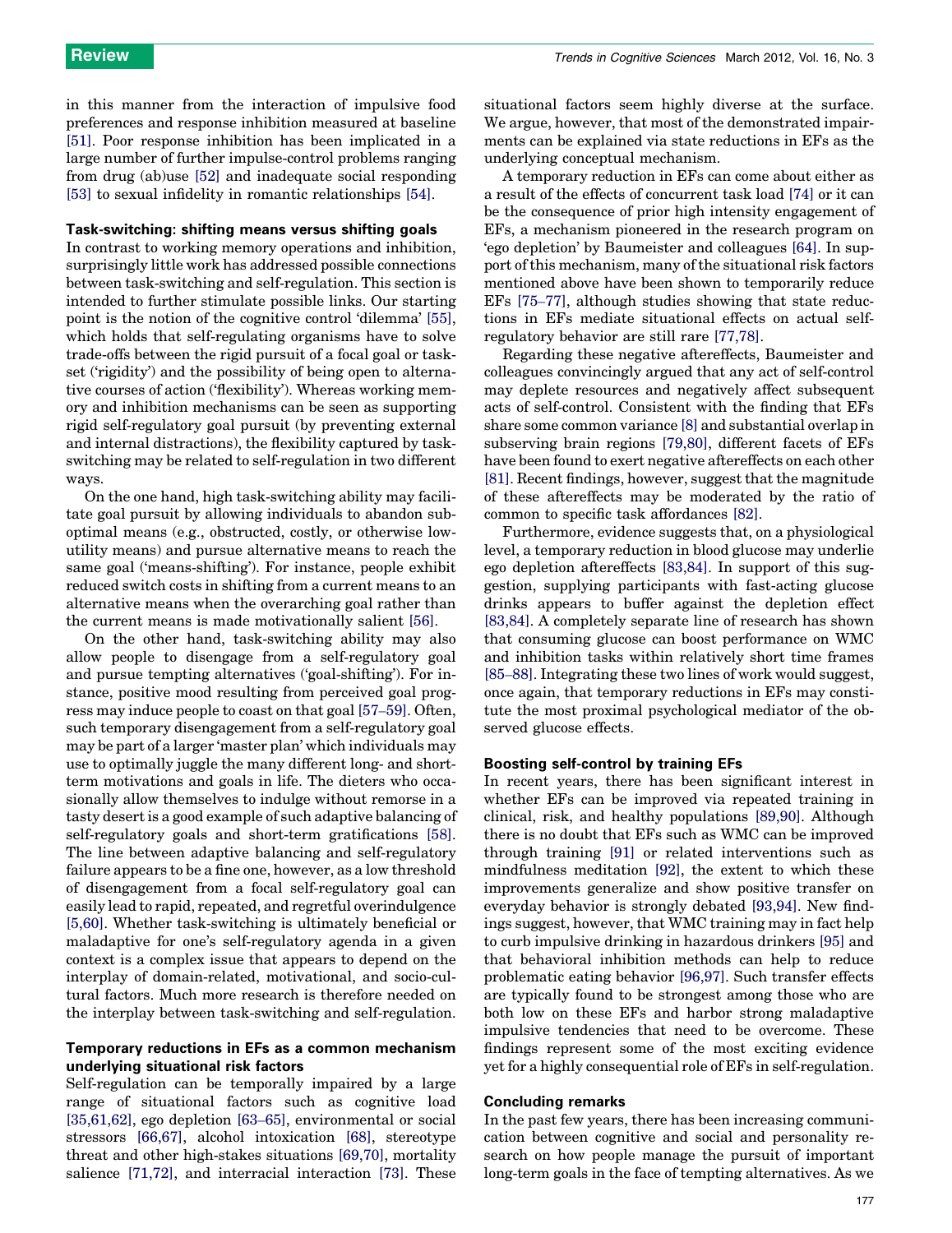in this manner from the interaction of impulsive food preferences and response inhibition measured at baseline [51]. Poor response inhibition has been implicated in a large number of further impulse-control problems ranging from drug (ab)use [52] and inadequate social responding [53] to sexual infidelity in romantic relationships [54].

### Task-switching: shifting means versus shifting goals

In contrast to working memory operations and inhibition, surprisingly little work has addressed possible connections between task-switching and self-regulation. This section is intended to further stimulate possible links. Our starting point is the notion of the cognitive control 'dilemma' [55], which holds that self-regulating organisms have to solve trade-offs between the rigid pursuit of a focal goal or task-set ('rigidity') and the possibility of being open to alternative courses of action ('flexibility'). Whereas working memory and inhibition mechanisms can be seen as supporting rigid self-regulatory goal pursuit (by preventing external and internal distractions), the flexibility captured by task-switching may be related to self-regulation in two different ways.

On the one hand, high task-switching ability may facilitate goal pursuit by allowing individuals to abandon suboptimal means (e.g., obstructed, costly, or otherwise low-utility means) and pursue alternative means to reach the same goal ('means-shifting'). For instance, people exhibit reduced switch costs in shifting from a current means to an alternative means when the overarching goal rather than the current means is made motivationally salient [56].

On the other hand, task-switching ability may also allow people to disengage from a self-regulatory goal and pursue tempting alternatives ('goal-shifting'). For instance, positive mood resulting from perceived goal progress may induce people to coast on that goal [57–59]. Often, such temporary disengagement from a self-regulatory goal may be part of a larger 'master plan' which individuals may use to optimally juggle the many different long- and short-term motivations and goals in life. The dieters who occasionally allow themselves to indulge without remorse in a tasty desert is a good example of such adaptive balancing of self-regulatory goals and short-term gratifications [58]. The line between adaptive balancing and self-regulatory failure appears to be a fine one, however, as a low threshold of disengagement from a focal self-regulatory goal can easily lead to rapid, repeated, and regretful overindulgence [5,60]. Whether task-switching is ultimately beneficial or maladaptive for one's self-regulatory agenda in a given context is a complex issue that appears to depend on the interplay of domain-related, motivational, and socio-cultural factors. Much more research is therefore needed on the interplay between task-switching and self-regulation.

### Temporary reductions in EFs as a common mechanism underlying situational risk factors

Self-regulation can be temporally impaired by a large range of situational factors such as cognitive load [35,61,62], ego depletion [63–65], environmental or social stressors [66,67], alcohol intoxication [68], stereotype threat and other high-stakes situations [69,70], mortality salience [71,72], and interracial interaction [73]. These situational factors seem highly diverse at the surface. We argue, however, that most of the demonstrated impairments can be explained via state reductions in EFs as the underlying conceptual mechanism.

A temporary reduction in EFs can come about either as a result of the effects of concurrent task load [74] or it can be the consequence of prior high intensity engagement of EFs, a mechanism pioneered in the research program on 'ego depletion' by Baumeister and colleagues [64]. In support of this mechanism, many of the situational risk factors mentioned above have been shown to temporarily reduce EFs [75–77], although studies showing that state reductions in EFs mediate situational effects on actual self-regulatory behavior are still rare [77,78].

Regarding these negative aftereffects, Baumeister and colleagues convincingly argued that any act of self-control may deplete resources and negatively affect subsequent acts of self-control. Consistent with the finding that EFs share some common variance [8] and substantial overlap in subserving brain regions [79,80], different facets of EFs have been found to exert negative aftereffects on each other [81]. Recent findings, however, suggest that the magnitude of these aftereffects may be moderated by the ratio of common to specific task affordances [82].

Furthermore, evidence suggests that, on a physiological level, a temporary reduction in blood glucose may underlie ego depletion aftereffects [83,84]. In support of this suggestion, supplying participants with fast-acting glucose drinks appears to buffer against the depletion effect [83,84]. A completely separate line of research has shown that consuming glucose can boost performance on WMC and inhibition tasks within relatively short time frames [85–88]. Integrating these two lines of work would suggest, once again, that temporary reductions in EFs may constitute the most proximal psychological mediator of the observed glucose effects.

### Boosting self-control by training EFs

In recent years, there has been significant interest in whether EFs can be improved via repeated training in clinical, risk, and healthy populations [89,90]. Although there is no doubt that EFs such as WMC can be improved through training [91] or related interventions such as mindfulness meditation [92], the extent to which these improvements generalize and show positive transfer on everyday behavior is strongly debated [93,94]. New findings suggest, however, that WMC training may in fact help to curb impulsive drinking in hazardous drinkers [95] and that behavioral inhibition methods can help to reduce problematic eating behavior [96,97]. Such transfer effects are typically found to be strongest among those who are both low on these EFs and harbor strong maladaptive impulsive tendencies that need to be overcome. These findings represent some of the most exciting evidence yet for a highly consequential role of EFs in self-regulation.

### Concluding remarks

In the past few years, there has been increasing communication between cognitive and social and personality research on how people manage the pursuit of important long-term goals in the face of tempting alternatives. As we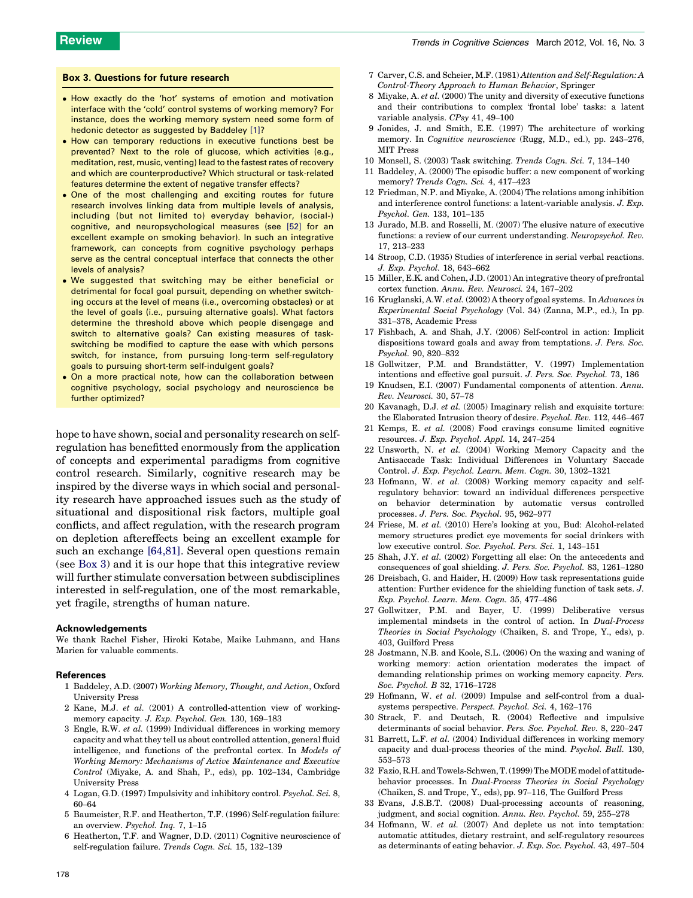### Box 3. Questions for future research

- How exactly do the 'hot' systems of emotion and motivation interface with the 'cold' control systems of working memory? For instance, does the working memory system need some form of hedonic detector as suggested by Baddeley [1]?
- How can temporary reductions in executive functions best be prevented? Next to the role of glucose, which activities (e.g., meditation, rest, music, venting) lead to the fastest rates of recovery and which are counterproductive? Which structural or task-related features determine the extent of negative transfer effects?
- One of the most challenging and exciting routes for future research involves linking data from multiple levels of analysis, including (but not limited to) everyday behavior, (social-) cognitive, and neuropsychological measures (see [52] for an excellent example on smoking behavior). In such an integrative framework, can concepts from cognitive psychology perhaps serve as the central conceptual interface that connects the other levels of analysis?
- We suggested that switching may be either beneficial or detrimental for focal goal pursuit, depending on whether switching occurs at the level of means (i.e., overcoming obstacles) or at the level of goals (i.e., pursuing alternative goals). What factors determine the threshold above which people disengage and switch to alternative goals? Can existing measures of task-switching be modified to capture the ease with which persons switch, for instance, from pursuing long-term self-regulatory goals to pursuing short-term self-indulgent goals?
- On a more practical note, how can the collaboration between cognitive psychology, social psychology and neuroscience be further optimized?

hope to have shown, social and personality research on self-regulation has benefitted enormously from the application of concepts and experimental paradigms from cognitive control research. Similarly, cognitive research may be inspired by the diverse ways in which social and personality research have approached issues such as the study of situational and dispositional risk factors, multiple goal conflicts, and affect regulation, with the research program on depletion aftereffects being an excellent example for such an exchange [64,81]. Several open questions remain (see Box 3) and it is our hope that this integrative review will further stimulate conversation between subdisciplines interested in self-regulation, one of the most remarkable, yet fragile, strengths of human nature.

#### Acknowledgements

We thank Rachel Fisher, Hiroki Kotabe, Maike Luhmann, and Hans Marien for valuable comments.

#### References

1. Baddeley, A.D. (2007) *Working Memory, Thought, and Action*, Oxford University Press
2. Kane, M.J. *et al.* (2001) A controlled-attention view of working-memory capacity. *J. Exp. Psychol. Gen.* 130, 169–183
3. Engle, R.W. *et al.* (1999) Individual differences in working memory capacity and what they tell us about controlled attention, general fluid intelligence, and functions of the prefrontal cortex. In *Models of Working Memory: Mechanisms of Active Maintenance and Executive Control* (Miyake, A. and Shah, P., eds), pp. 102–134, Cambridge University Press
4. Logan, G.D. (1997) Impulsivity and inhibitory control. *Psychol. Sci.* 8, 60–64
5. Baumeister, R.F. and Heatherton, T.F. (1996) Self-regulation failure: an overview. *Psychol. Inq.* 7, 1–15
6. Heatherton, T.F. and Wagner, D.D. (2011) Cognitive neuroscience of self-regulation failure. *Trends Cogn. Sci.* 15, 132–139
7. Carver, C.S. and Scheier, M.F. (1981) *Attention and Self-Regulation: A Control-Theory Approach to Human Behavior*, Springer
8. Miyake, A. *et al.* (2000) The unity and diversity of executive functions and their contributions to complex 'frontal lobe' tasks: a latent variable analysis. *CPsy* 41, 49–100
9. Jonides, J. and Smith, E.E. (1997) The architecture of working memory. In *Cognitive neuroscience* (Rugg, M.D., ed.), pp. 243–276, MIT Press
10. Monsell, S. (2003) Task switching. *Trends Cogn. Sci.* 7, 134–140
11. Baddeley, A. (2000) The episodic buffer: a new component of working memory? *Trends Cogn. Sci.* 4, 417–423
12. Friedman, N.P. and Miyake, A. (2004) The relations among inhibition and interference control functions: a latent-variable analysis. *J. Exp. Psychol. Gen.* 133, 101–135
13. Jurado, M.B. and Rosselli, M. (2007) The elusive nature of executive functions: a review of our current understanding. *Neuropsychol. Rev.* 17, 213–233
14. Stroop, C.D. (1935) Studies of interference in serial verbal reactions. *J. Exp. Psychol.* 18, 643–662
15. Miller, E.K. and Cohen, J.D. (2001) An integrative theory of prefrontal cortex function. *Annu. Rev. Neurosci.* 24, 167–202
16. Kruglanski, A.W. *et al.* (2002) A theory of goal systems. In *Advances in Experimental Social Psychology* (Vol. 34) (Zanna, M.P., ed.), In pp. 331–378, Academic Press
17. Fishbach, A. and Shah, J.Y. (2006) Self-control in action: Implicit dispositions toward goals and away from temptations. *J. Pers. Soc. Psychol.* 90, 820–832
18. Gollwitzer, P.M. and Brandstätter, V. (1997) Implementation intentions and effective goal pursuit. *J. Pers. Soc. Psychol.* 73, 186
19. Knudsen, E.I. (2007) Fundamental components of attention. *Annu. Rev. Neurosci.* 30, 57–78
20. Kavanagh, D.J. *et al.* (2005) Imaginary relish and exquisite torture: the Elaborated Intrusion theory of desire. *Psychol. Rev.* 112, 446–467
21. Kemps, E. *et al.* (2008) Food cravings consume limited cognitive resources. *J. Exp. Psychol. Appl.* 14, 247–254
22. Unsworth, N. *et al.* (2004) Working Memory Capacity and the Antisaccade Task: Individual Differences in Voluntary Saccade Control. *J. Exp. Psychol. Learn. Mem. Cogn.* 30, 1302–1321
23. Hofmann, W. *et al.* (2008) Working memory capacity and self-regulatory behavior: toward an individual differences perspective on behavior determination by automatic versus controlled processes. *J. Pers. Soc. Psychol.* 95, 962–977
24. Friese, M. *et al.* (2010) Here's looking at you, Bud: Alcohol-related memory structures predict eye movements for social drinkers with low executive control. *Soc. Psychol. Pers. Sci.* 1, 143–151
25. Shah, J.Y. *et al.* (2002) Forgetting all else: On the antecedents and consequences of goal shielding. *J. Pers. Soc. Psychol.* 83, 1261–1280
26. Dreisbach, G. and Haider, H. (2009) How task representations guide attention: Further evidence for the shielding function of task sets. *J. Exp. Psychol. Learn. Mem. Cogn.* 35, 477–486
27. Gollwitzer, P.M. and Bayer, U. (1999) Deliberative versus implemental mindsets in the control of action. In *Dual-Process Theories in Social Psychology* (Chaiken, S. and Trope, Y., eds), p. 403, Guilford Press
28. Jostmann, N.B. and Koole, S.L. (2006) On the waxing and waning of working memory: action orientation moderates the impact of demanding relationship primes on working memory capacity. *Pers. Soc. Psychol. B* 32, 1716–1728
29. Hofmann, W. *et al.* (2009) Impulse and self-control from a dual-systems perspective. *Perspect. Psychol. Sci.* 4, 162–176
30. Strack, F. and Deutsch, R. (2004) Reflective and impulsive determinants of social behavior. *Pers. Soc. Psychol. Rev.* 8, 220–247
31. Barrett, L.F. *et al.* (2004) Individual differences in working memory capacity and dual-process theories of the mind. *Psychol. Bull.* 130, 553–573
32. Fazio, R.H. and Towles-Schwen, T. (1999) The MODE model of attitude-behavior processes. In *Dual-Process Theories in Social Psychology* (Chaiken, S. and Trope, Y., eds), pp. 97–116, The Guilford Press
33. Evans, J.S.B.T. (2008) Dual-processing accounts of reasoning, judgment, and social cognition. *Annu. Rev. Psychol.* 59, 255–278
34. Hofmann, W. *et al.* (2007) And deplete us not into temptation: automatic attitudes, dietary restraint, and self-regulatory resources as determinants of eating behavior. *J. Exp. Soc. Psychol.* 43, 497–504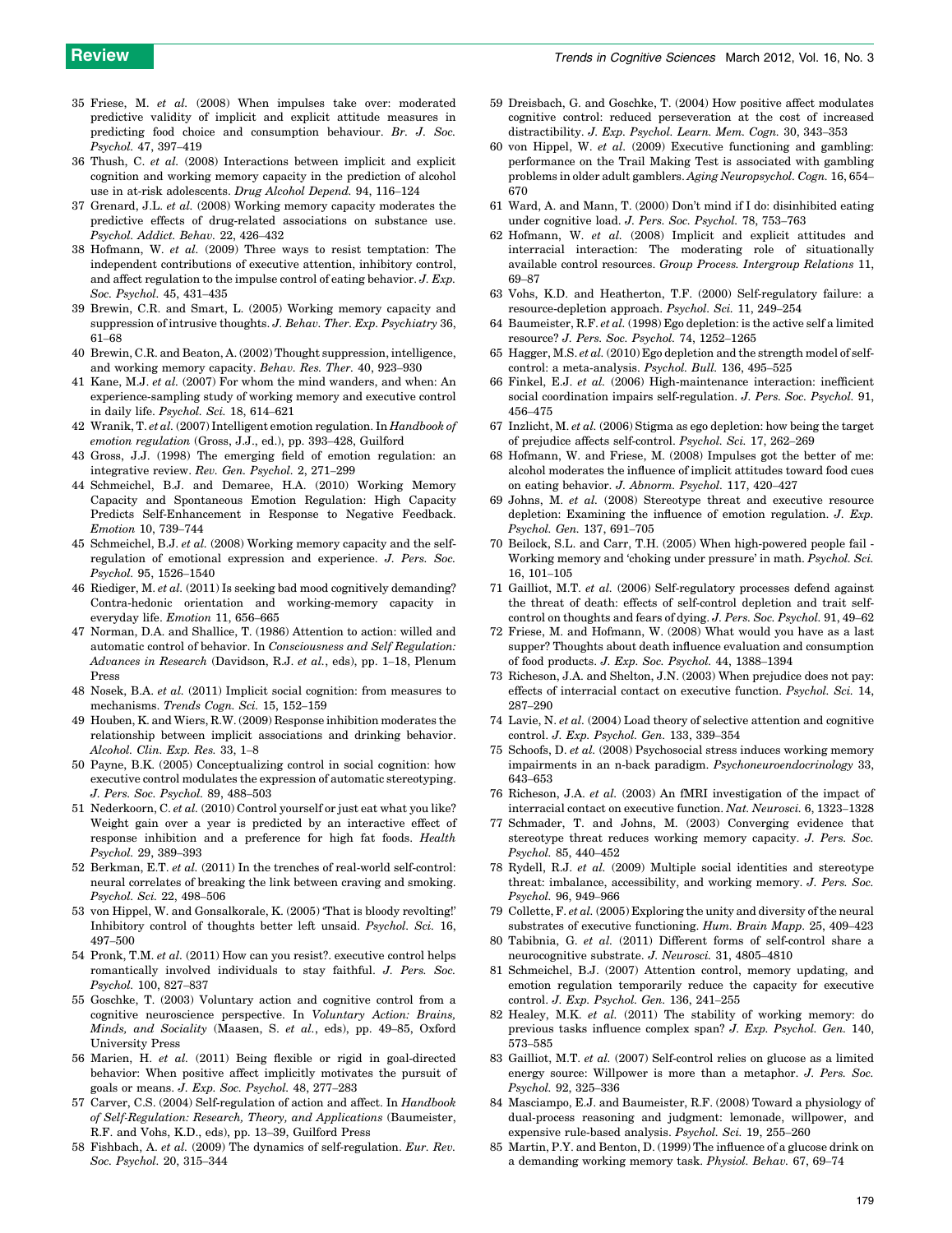35 Friese, M. *et al.* (2008) When impulses take over: moderated predictive validity of implicit and explicit attitude measures in predicting food choice and consumption behaviour. *Br. J. Soc. Psychol.* 47, 397–419

36 Thush, C. *et al.* (2008) Interactions between implicit and explicit cognition and working memory capacity in the prediction of alcohol use in at-risk adolescents. *Drug Alcohol Depend.* 94, 116–124

37 Grenard, J.L. *et al.* (2008) Working memory capacity moderates the predictive effects of drug-related associations on substance use. *Psychol. Addict. Behav.* 22, 426–432

38 Hofmann, W. *et al.* (2009) Three ways to resist temptation: The independent contributions of executive attention, inhibitory control, and affect regulation to the impulse control of eating behavior. *J. Exp. Soc. Psychol.* 45, 431–435

39 Brewin, C.R. and Smart, L. (2005) Working memory capacity and suppression of intrusive thoughts. *J. Behav. Ther. Exp. Psychiatry* 36, 61–68

40 Brewin, C.R. and Beaton, A. (2002) Thought suppression, intelligence, and working memory capacity. *Behav. Res. Ther.* 40, 923–930

41 Kane, M.J. *et al.* (2007) For whom the mind wanders, and when: An experience-sampling study of working memory and executive control in daily life. *Psychol. Sci.* 18, 614–621

42 Wranik, T. *et al.* (2007) Intelligent emotion regulation. In *Handbook of emotion regulation* (Gross, J.J., ed.), pp. 393–428, Guilford

43 Gross, J.J. (1998) The emerging field of emotion regulation: an integrative review. *Rev. Gen. Psychol.* 2, 271–299

44 Schmeichel, B.J. and Demaree, H.A. (2010) Working Memory Capacity and Spontaneous Emotion Regulation: High Capacity Predicts Self-Enhancement in Response to Negative Feedback. *Emotion* 10, 739–744

45 Schmeichel, B.J. *et al.* (2008) Working memory capacity and the self-regulation of emotional expression and experience. *J. Pers. Soc. Psychol.* 95, 1526–1540

46 Riediger, M. *et al.* (2011) Is seeking bad mood cognitively demanding? Contra-hedonic orientation and working-memory capacity in everyday life. *Emotion* 11, 656–665

47 Norman, D.A. and Shallice, T. (1986) Attention to action: willed and automatic control of behavior. In *Consciousness and Self Regulation: Advances in Research* (Davidson, R.J. *et al.*, eds), pp. 1–18, Plenum Press

48 Nosek, B.A. *et al.* (2011) Implicit social cognition: from measures to mechanisms. *Trends Cogn. Sci.* 15, 152–159

49 Houben, K. and Wiers, R.W. (2009) Response inhibition moderates the relationship between implicit associations and drinking behavior. *Alcohol. Clin. Exp. Res.* 33, 1–8

50 Payne, B.K. (2005) Conceptualizing control in social cognition: how executive control modulates the expression of automatic stereotyping. *J. Pers. Soc. Psychol.* 89, 488–503

51 Nederkoorn, C. *et al.* (2010) Control yourself or just eat what you like? Weight gain over a year is predicted by an interactive effect of response inhibition and a preference for high fat foods. *Health Psychol.* 29, 389–393

52 Berkman, E.T. *et al.* (2011) In the trenches of real-world self-control: neural correlates of breaking the link between craving and smoking. *Psychol. Sci.* 22, 498–506

53 von Hippel, W. and Gonsalkorale, K. (2005) 'That is bloody revolting!' Inhibitory control of thoughts better left unsaid. *Psychol. Sci.* 16, 497–500

54 Pronk, T.M. *et al.* (2011) How can you resist?. executive control helps romantically involved individuals to stay faithful. *J. Pers. Soc. Psychol.* 100, 827–837

55 Goschke, T. (2003) Voluntary action and cognitive control from a cognitive neuroscience perspective. In *Voluntary Action: Brains, Minds, and Sociality* (Maasen, S. *et al.*, eds), pp. 49–85, Oxford University Press

56 Marien, H. *et al.* (2011) Being flexible or rigid in goal-directed behavior: When positive affect implicitly motivates the pursuit of goals or means. *J. Exp. Soc. Psychol.* 48, 277–283

57 Carver, C.S. (2004) Self-regulation of action and affect. In *Handbook of Self-Regulation: Research, Theory, and Applications* (Baumeister, R.F. and Vohs, K.D., eds), pp. 13–39, Guilford Press

58 Fishbach, A. *et al.* (2009) The dynamics of self-regulation. *Eur. Rev. Soc. Psychol.* 20, 315–344

59 Dreisbach, G. and Goschke, T. (2004) How positive affect modulates cognitive control: reduced perseveration at the cost of increased distractibility. *J. Exp. Psychol. Learn. Mem. Cogn.* 30, 343–353

60 von Hippel, W. *et al.* (2009) Executive functioning and gambling: performance on the Trail Making Test is associated with gambling problems in older adult gamblers. *Aging Neuropsychol. Cogn.* 16, 654–670

61 Ward, A. and Mann, T. (2000) Don't mind if I do: disinhibited eating under cognitive load. *J. Pers. Soc. Psychol.* 78, 753–763

62 Hofmann, W. *et al.* (2008) Implicit and explicit attitudes and interracial interaction: The moderating role of situationally available control resources. *Group Process. Intergroup Relations* 11, 69–87

63 Vohs, K.D. and Heatherton, T.F. (2000) Self-regulatory failure: a resource-depletion approach. *Psychol. Sci.* 11, 249–254

64 Baumeister, R.F. *et al.* (1998) Ego depletion: is the active self a limited resource? *J. Pers. Soc. Psychol.* 74, 1252–1265

65 Hagger, M.S. *et al.* (2010) Ego depletion and the strength model of self-control: a meta-analysis. *Psychol. Bull.* 136, 495–525

66 Finkel, E.J. *et al.* (2006) High-maintenance interaction: inefficient social coordination impairs self-regulation. *J. Pers. Soc. Psychol.* 91, 456–475

67 Inzlicht, M. *et al.* (2006) Stigma as ego depletion: how being the target of prejudice affects self-control. *Psychol. Sci.* 17, 262–269

68 Hofmann, W. and Friese, M. (2008) Impulses got the better of me: alcohol moderates the influence of implicit attitudes toward food cues on eating behavior. *J. Abnorm. Psychol.* 117, 420–427

69 Johns, M. *et al.* (2008) Stereotype threat and executive resource depletion: Examining the influence of emotion regulation. *J. Exp. Psychol. Gen.* 137, 691–705

70 Beilock, S.L. and Carr, T.H. (2005) When high-powered people fail - Working memory and 'choking under pressure' in math. *Psychol. Sci.* 16, 101–105

71 Gailliot, M.T. *et al.* (2006) Self-regulatory processes defend against the threat of death: effects of self-control depletion and trait self-control on thoughts and fears of dying. *J. Pers. Soc. Psychol.* 91, 49–62

72 Friese, M. and Hofmann, W. (2008) What would you have as a last supper? Thoughts about death influence evaluation and consumption of food products. *J. Exp. Soc. Psychol.* 44, 1388–1394

73 Richeson, J.A. and Shelton, J.N. (2003) When prejudice does not pay: effects of interracial contact on executive function. *Psychol. Sci.* 14, 287–290

74 Lavie, N. *et al.* (2004) Load theory of selective attention and cognitive control. *J. Exp. Psychol. Gen.* 133, 339–354

75 Schoofs, D. *et al.* (2008) Psychosocial stress induces working memory impairments in an n-back paradigm. *Psychoneuroendocrinology* 33, 643–653

76 Richeson, J.A. *et al.* (2003) An fMRI investigation of the impact of interracial contact on executive function. *Nat. Neurosci.* 6, 1323–1328

77 Schmader, T. and Johns, M. (2003) Converging evidence that stereotype threat reduces working memory capacity. *J. Pers. Soc. Psychol.* 85, 440–452

78 Rydell, R.J. *et al.* (2009) Multiple social identities and stereotype threat: imbalance, accessibility, and working memory. *J. Pers. Soc. Psychol.* 96, 949–966

79 Collette, F. *et al.* (2005) Exploring the unity and diversity of the neural substrates of executive functioning. *Hum. Brain Mapp.* 25, 409–423

80 Tabibnia, G. *et al.* (2011) Different forms of self-control share a neurocognitive substrate. *J. Neurosci.* 31, 4805–4810

81 Schmeichel, B.J. (2007) Attention control, memory updating, and emotion regulation temporarily reduce the capacity for executive control. *J. Exp. Psychol. Gen.* 136, 241–255

82 Healey, M.K. *et al.* (2011) The stability of working memory: do previous tasks influence complex span? *J. Exp. Psychol. Gen.* 140, 573–585

83 Gailliot, M.T. *et al.* (2007) Self-control relies on glucose as a limited energy source: Willpower is more than a metaphor. *J. Pers. Soc. Psychol.* 92, 325–336

84 Masciampo, E.J. and Baumeister, R.F. (2008) Toward a physiology of dual-process reasoning and judgment: lemonade, willpower, and expensive rule-based analysis. *Psychol. Sci.* 19, 255–260

85 Martin, P.Y. and Benton, D. (1999) The influence of a glucose drink on a demanding working memory task. *Physiol. Behav.* 67, 69–74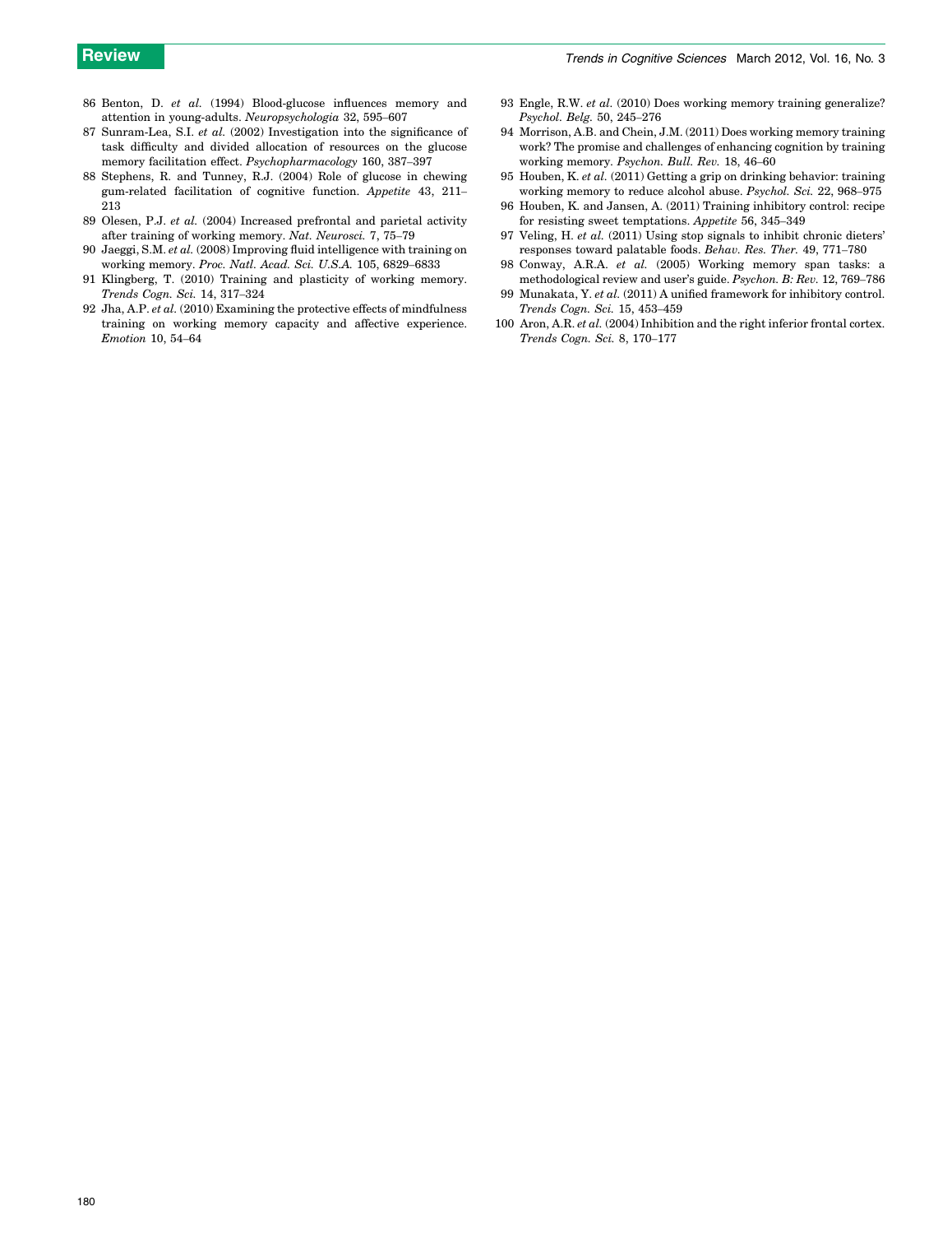86 Benton, D. *et al.* (1994) Blood-glucose influences memory and attention in young-adults. *Neuropsychologia* 32, 595–607

87 Sunram-Lea, S.I. *et al.* (2002) Investigation into the significance of task difficulty and divided allocation of resources on the glucose memory facilitation effect. *Psychopharmacology* 160, 387–397

88 Stephens, R. and Tunney, R.J. (2004) Role of glucose in chewing gum-related facilitation of cognitive function. *Appetite* 43, 211–213

89 Olesen, P.J. *et al.* (2004) Increased prefrontal and parietal activity after training of working memory. *Nat. Neurosci.* 7, 75–79

90 Jaeggi, S.M. *et al.* (2008) Improving fluid intelligence with training on working memory. *Proc. Natl. Acad. Sci. U.S.A.* 105, 6829–6833

91 Klingberg, T. (2010) Training and plasticity of working memory. *Trends Cogn. Sci.* 14, 317–324

92 Jha, A.P. *et al.* (2010) Examining the protective effects of mindfulness training on working memory capacity and affective experience. *Emotion* 10, 54–64

93 Engle, R.W. *et al.* (2010) Does working memory training generalize? *Psychol. Belg.* 50, 245–276

94 Morrison, A.B. and Chein, J.M. (2011) Does working memory training work? The promise and challenges of enhancing cognition by training working memory. *Psychon. Bull. Rev.* 18, 46–60

95 Houben, K. *et al.* (2011) Getting a grip on drinking behavior: training working memory to reduce alcohol abuse. *Psychol. Sci.* 22, 968–975

96 Houben, K. and Jansen, A. (2011) Training inhibitory control: recipe for resisting sweet temptations. *Appetite* 56, 345–349

97 Veling, H. *et al.* (2011) Using stop signals to inhibit chronic dieters' responses toward palatable foods. *Behav. Res. Ther.* 49, 771–780

98 Conway, A.R.A. *et al.* (2005) Working memory span tasks: a methodological review and user's guide. *Psychon. B: Rev.* 12, 769–786

99 Munakata, Y. *et al.* (2011) A unified framework for inhibitory control. *Trends Cogn. Sci.* 15, 453–459

100 Aron, A.R. *et al.* (2004) Inhibition and the right inferior frontal cortex. *Trends Cogn. Sci.* 8, 170–177